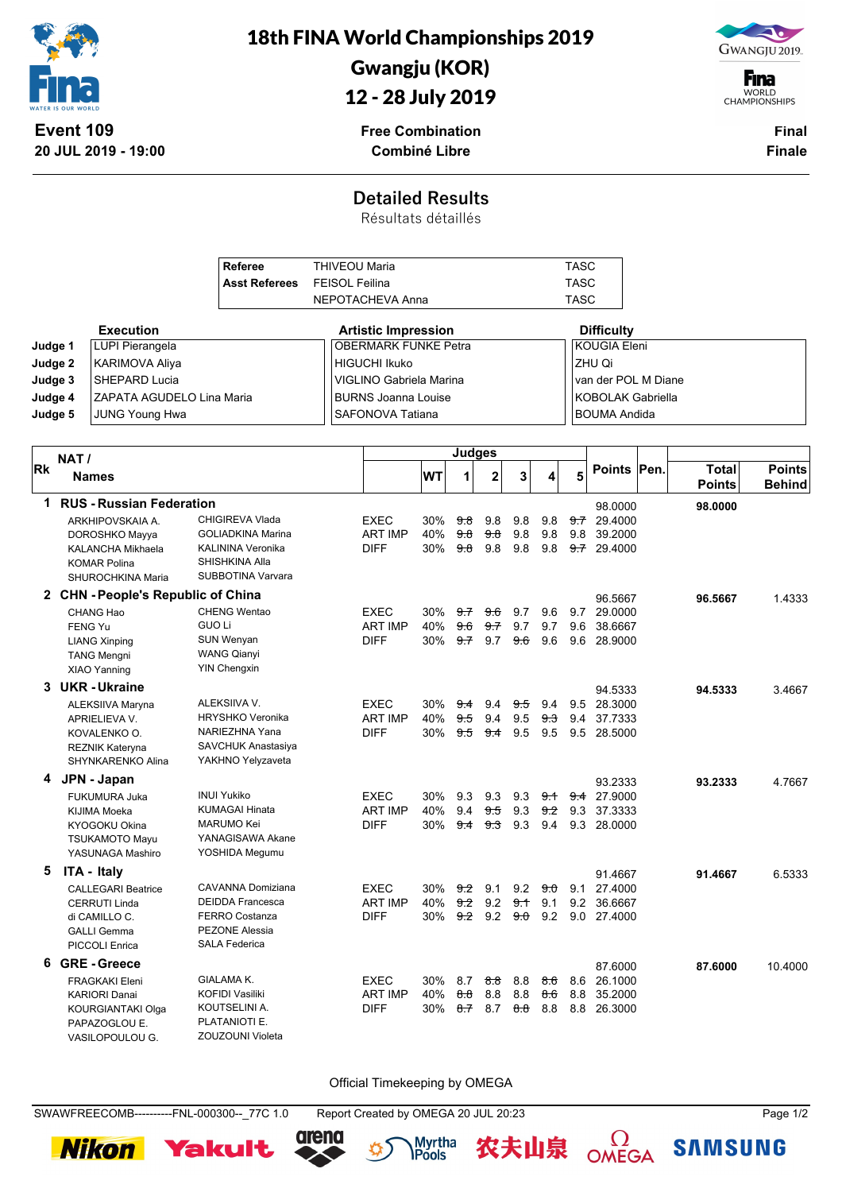# 18th FINA World Championships 2019

## Gwangju (KOR)

## 12 - 28 July 2019

**Event 109**
**20 JUL 2019 - 19:00**

**Free Combination**
**Combiné Libre**

**Final**
**Finale**

## Detailed Results

Résultats détaillés

| | | |
|---|---|---|
| **Referee** | THIVEOU Maria | TASC |
| **Asst Referees** | FEISOL Feilina | TASC |
| | NEPOTACHEVA Anna | TASC |

| | Execution | Artistic Impression | Difficulty |
|---|---|---|---|
| **Judge 1** | LUPI Pierangela | OBERMARK FUNKE Petra | KOUGIA Eleni |
| **Judge 2** | KARIMOVA Aliya | HIGUCHI Ikuko | ZHU Qi |
| **Judge 3** | SHEPARD Lucia | VIGLINO Gabriela Marina | van der POL M Diane |
| **Judge 4** | ZAPATA AGUDELO Lina Maria | BURNS Joanna Louise | KOBOLAK Gabriella |
| **Judge 5** | JUNG Young Hwa | SAFONOVA Tatiana | BOUMA Andida |

| Rk | NAT / Names | | | WT | 1 | 2 | 3 | 4 | 5 | Points | Pen. | Total Points | Points Behind |
|---|---|---|---|---|---|---|---|---|---|---|---|---|---|
| 1 | **RUS - Russian Federation** | | | | | | | | | 98.0000 | | **98.0000** | |
| | ARKHIPOVSKAIA A. | CHIGIREVA Vlada | EXEC | 30% | ~~9.8~~ | 9.8 | 9.8 | 9.8 | ~~9.7~~ | 29.4000 | | | |
| | DOROSHKO Mayya | GOLIADKINA Marina | ART IMP | 40% | ~~9.8~~ | ~~9.8~~ | 9.8 | 9.8 | 9.8 | 39.2000 | | | |
| | KALANCHA Mikhaela | KALININA Veronika | DIFF | 30% | ~~9.8~~ | 9.8 | 9.8 | 9.8 | ~~9.7~~ | 29.4000 | | | |
| | KOMAR Polina | SHISHKINA Alla | | | | | | | | | | | |
| | SHUROCHKINA Maria | SUBBOTINA Varvara | | | | | | | | | | | |
| 2 | **CHN - People's Republic of China** | | | | | | | | | 96.5667 | | **96.5667** | 1.4333 |
| | CHANG Hao | CHENG Wentao | EXEC | 30% | ~~9.7~~ | ~~9.6~~ | 9.7 | 9.6 | 9.7 | 29.0000 | | | |
| | FENG Yu | GUO Li | ART IMP | 40% | ~~9.6~~ | ~~9.7~~ | 9.7 | 9.7 | 9.6 | 38.6667 | | | |
| | LIANG Xinping | SUN Wenyan | DIFF | 30% | ~~9.7~~ | 9.7 | ~~9.6~~ | 9.6 | 9.6 | 28.9000 | | | |
| | TANG Mengni | WANG Qianyi | | | | | | | | | | | |
| | XIAO Yanning | YIN Chengxin | | | | | | | | | | | |
| 3 | **UKR - Ukraine** | | | | | | | | | 94.5333 | | **94.5333** | 3.4667 |
| | ALEKSIIVA Maryna | ALEKSIIVA V. | EXEC | 30% | ~~9.4~~ | 9.4 | ~~9.5~~ | 9.4 | 9.5 | 28.3000 | | | |
| | APRIELIEVA V. | HRYSHKO Veronika | ART IMP | 40% | ~~9.5~~ | 9.4 | 9.5 | ~~9.3~~ | 9.4 | 37.7333 | | | |
| | KOVALENKO O. | NARIEZHNA Yana | DIFF | 30% | ~~9.5~~ | ~~9.4~~ | 9.5 | 9.5 | 9.5 | 28.5000 | | | |
| | REZNIK Kateryna | SAVCHUK Anastasiya | | | | | | | | | | | |
| | SHYNKARENKO Alina | YAKHNO Yelyzaveta | | | | | | | | | | | |
| 4 | **JPN - Japan** | | | | | | | | | 93.2333 | | **93.2333** | 4.7667 |
| | FUKUMURA Juka | INUI Yukiko | EXEC | 30% | 9.3 | 9.3 | 9.3 | ~~9.1~~ | ~~9.4~~ | 27.9000 | | | |
| | KIJIMA Moeka | KUMAGAI Hinata | ART IMP | 40% | 9.4 | ~~9.5~~ | 9.3 | ~~9.2~~ | 9.3 | 37.3333 | | | |
| | KYOGOKU Okina | MARUMO Kei | DIFF | 30% | ~~9.4~~ | ~~9.3~~ | 9.3 | 9.4 | 9.3 | 28.0000 | | | |
| | TSUKAMOTO Mayu | YANAGISAWA Akane | | | | | | | | | | | |
| | YASUNAGA Mashiro | YOSHIDA Megumu | | | | | | | | | | | |
| 5 | **ITA - Italy** | | | | | | | | | 91.4667 | | **91.4667** | 6.5333 |
| | CALLEGARI Beatrice | CAVANNA Domiziana | EXEC | 30% | ~~9.2~~ | 9.1 | 9.2 | ~~9.0~~ | 9.1 | 27.4000 | | | |
| | CERRUTI Linda | DEIDDA Francesca | ART IMP | 40% | ~~9.2~~ | 9.2 | ~~9.1~~ | 9.1 | 9.2 | 36.6667 | | | |
| | di CAMILLO C. | FERRO Costanza | DIFF | 30% | ~~9.2~~ | 9.2 | ~~9.0~~ | 9.2 | 9.0 | 27.4000 | | | |
| | GALLI Gemma | PEZONE Alessia | | | | | | | | | | | |
| | PICCOLI Enrica | SALA Federica | | | | | | | | | | | |
| 6 | **GRE - Greece** | | | | | | | | | 87.6000 | | **87.6000** | 10.4000 |
| | FRAGKAKI Eleni | GIALAMA K. | EXEC | 30% | 8.7 | ~~8.8~~ | 8.8 | ~~8.6~~ | 8.6 | 26.1000 | | | |
| | KARIORI Danai | KOFIDI Vasiliki | ART IMP | 40% | ~~8.8~~ | 8.8 | 8.8 | ~~8.6~~ | 8.8 | 35.2000 | | | |
| | KOURGIANTAKI Olga | KOUTSELINI A. | DIFF | 30% | ~~8.7~~ | 8.7 | ~~8.8~~ | 8.8 | 8.8 | 26.3000 | | | |
| | PAPAZOGLOU E. | PLATANIOTI E. | | | | | | | | | | | |
| | VASILOPOULOU G. | ZOUZOUNI Violeta | | | | | | | | | | | |

Official Timekeeping by OMEGA

SWAWFREECOMB----------FNL-000300--_77C 1.0 Report Created by OMEGA 20 JUL 20:23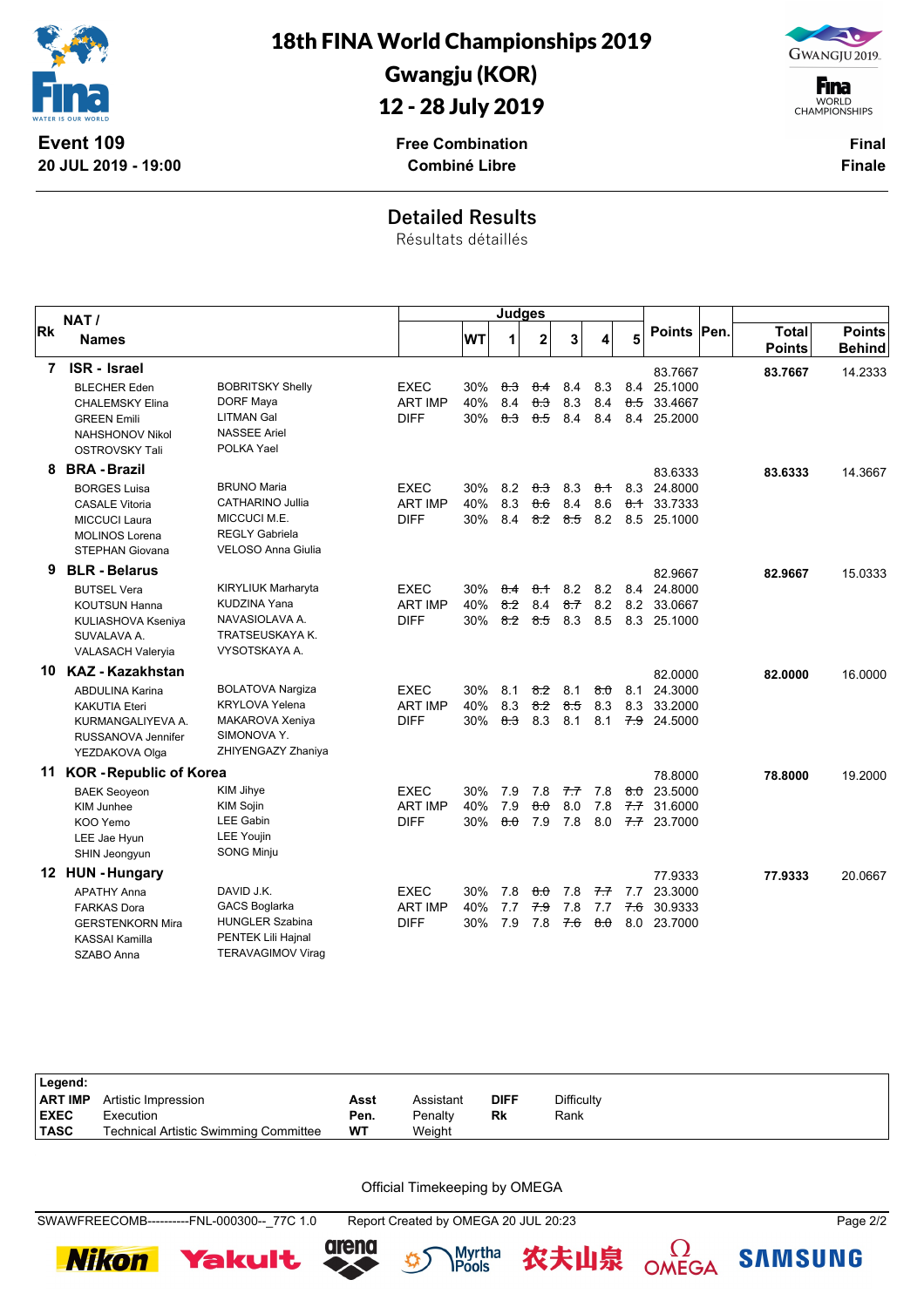# 18th FINA World Championships 2019

## Gwangju (KOR)

## 12 - 28 July 2019

**Event 109**
**20 JUL 2019 - 19:00**

**Free Combination**
**Combiné Libre**

**Final**
**Finale**

## Detailed Results

Résultats détaillés

| Rk | NAT / Names | | | Judges WT | 1 | 2 | 3 | 4 | 5 | Points | Pen. | Total Points | Points Behind |
|---|---|---|---|---|---|---|---|---|---|---|---|---|---|
| 7 | **ISR - Israel** | | | | | | | | | 83.7667 | | **83.7667** | 14.2333 |
| | BLECHER Eden | BOBRITSKY Shelly | EXEC | 30% | ~~8.3~~ | ~~8.4~~ | 8.4 | 8.3 | 8.4 | 25.1000 | | | |
| | CHALEMSKY Elina | DORF Maya | ART IMP | 40% | 8.4 | ~~8.3~~ | 8.3 | 8.4 | ~~8.5~~ | 33.4667 | | | |
| | GREEN Emili | LITMAN Gal | DIFF | 30% | ~~8.3~~ | ~~8.5~~ | 8.4 | 8.4 | 8.4 | 25.2000 | | | |
| | NAHSHONOV Nikol | NASSEE Ariel | | | | | | | | | | | |
| | OSTROVSKY Tali | POLKA Yael | | | | | | | | | | | |
| 8 | **BRA - Brazil** | | | | | | | | | 83.6333 | | **83.6333** | 14.3667 |
| | BORGES Luisa | BRUNO Maria | EXEC | 30% | 8.2 | ~~8.3~~ | 8.3 | ~~8.1~~ | 8.3 | 24.8000 | | | |
| | CASALE Vitoria | CATHARINO Jullia | ART IMP | 40% | 8.3 | ~~8.6~~ | 8.4 | 8.6 | ~~8.1~~ | 33.7333 | | | |
| | MICCUCI Laura | MICCUCI M.E. | DIFF | 30% | 8.4 | ~~8.2~~ | ~~8.5~~ | 8.2 | 8.5 | 25.1000 | | | |
| | MOLINOS Lorena | REGLY Gabriela | | | | | | | | | | | |
| | STEPHAN Giovana | VELOSO Anna Giulia | | | | | | | | | | | |
| 9 | **BLR - Belarus** | | | | | | | | | 82.9667 | | **82.9667** | 15.0333 |
| | BUTSEL Vera | KIRYLIUK Marharyta | EXEC | 30% | ~~8.4~~ | ~~8.1~~ | 8.2 | 8.2 | 8.4 | 24.8000 | | | |
| | KOUTSUN Hanna | KUDZINA Yana | ART IMP | 40% | ~~8.2~~ | 8.4 | ~~8.7~~ | 8.2 | 8.2 | 33.0667 | | | |
| | KULIASHOVA Kseniya | NAVASIOLAVA A. | DIFF | 30% | ~~8.2~~ | ~~8.5~~ | 8.3 | 8.5 | 8.3 | 25.1000 | | | |
| | SUVALAVA A. | TRATSEUSKAYA K. | | | | | | | | | | | |
| | VALASACH Valeryia | VYSOTSKAYA A. | | | | | | | | | | | |
| 10 | **KAZ - Kazakhstan** | | | | | | | | | 82.0000 | | **82.0000** | 16.0000 |
| | ABDULINA Karina | BOLATOVA Nargiza | EXEC | 30% | 8.1 | ~~8.2~~ | 8.1 | ~~8.0~~ | 8.1 | 24.3000 | | | |
| | KAKUTIA Eteri | KRYLOVA Yelena | ART IMP | 40% | 8.3 | ~~8.2~~ | ~~8.5~~ | 8.3 | 8.3 | 33.2000 | | | |
| | KURMANGALIYEVA A. | MAKAROVA Xeniya | DIFF | 30% | ~~8.3~~ | 8.3 | 8.1 | 8.1 | ~~7.9~~ | 24.5000 | | | |
| | RUSSANOVA Jennifer | SIMONOVA Y. | | | | | | | | | | | |
| | YEZDAKOVA Olga | ZHIYENGAZY Zhaniya | | | | | | | | | | | |
| 11 | **KOR - Republic of Korea** | | | | | | | | | 78.8000 | | **78.8000** | 19.2000 |
| | BAEK Seoyeon | KIM Jihye | EXEC | 30% | 7.9 | 7.8 | ~~7.7~~ | 7.8 | ~~8.0~~ | 23.5000 | | | |
| | KIM Junhee | KIM Sojin | ART IMP | 40% | 7.9 | ~~8.0~~ | 8.0 | 7.8 | ~~7.7~~ | 31.6000 | | | |
| | KOO Yemo | LEE Gabin | DIFF | 30% | ~~8.0~~ | 7.9 | 7.8 | 8.0 | ~~7.7~~ | 23.7000 | | | |
| | LEE Jae Hyun | LEE Youjin | | | | | | | | | | | |
| | SHIN Jeongyun | SONG Minju | | | | | | | | | | | |
| 12 | **HUN - Hungary** | | | | | | | | | 77.9333 | | **77.9333** | 20.0667 |
| | APATHY Anna | DAVID J.K. | EXEC | 30% | 7.8 | ~~8.0~~ | 7.8 | ~~7.7~~ | 7.7 | 23.3000 | | | |
| | FARKAS Dora | GACS Boglarka | ART IMP | 40% | 7.7 | ~~7.9~~ | 7.8 | 7.7 | ~~7.6~~ | 30.9333 | | | |
| | GERSTENKORN Mira | HUNGLER Szabina | DIFF | 30% | 7.9 | 7.8 | ~~7.6~~ | ~~8.0~~ | 8.0 | 23.7000 | | | |
| | KASSAI Kamilla | PENTEK Lili Hajnal | | | | | | | | | | | |
| | SZABO Anna | TERAVAGIMOV Virag | | | | | | | | | | | |

| Legend: | | | | | |
|---|---|---|---|---|---|
| **ART IMP** | Artistic Impression | **Asst** | Assistant | **DIFF** | Difficulty |
| **EXEC** | Execution | **Pen.** | Penalty | **Rk** | Rank |
| **TASC** | Technical Artistic Swimming Committee | **WT** | Weight | | |

Official Timekeeping by OMEGA

SWAWFREECOMB-----------FNL-000300--_77C 1.0 Report Created by OMEGA 20 JUL 20:23